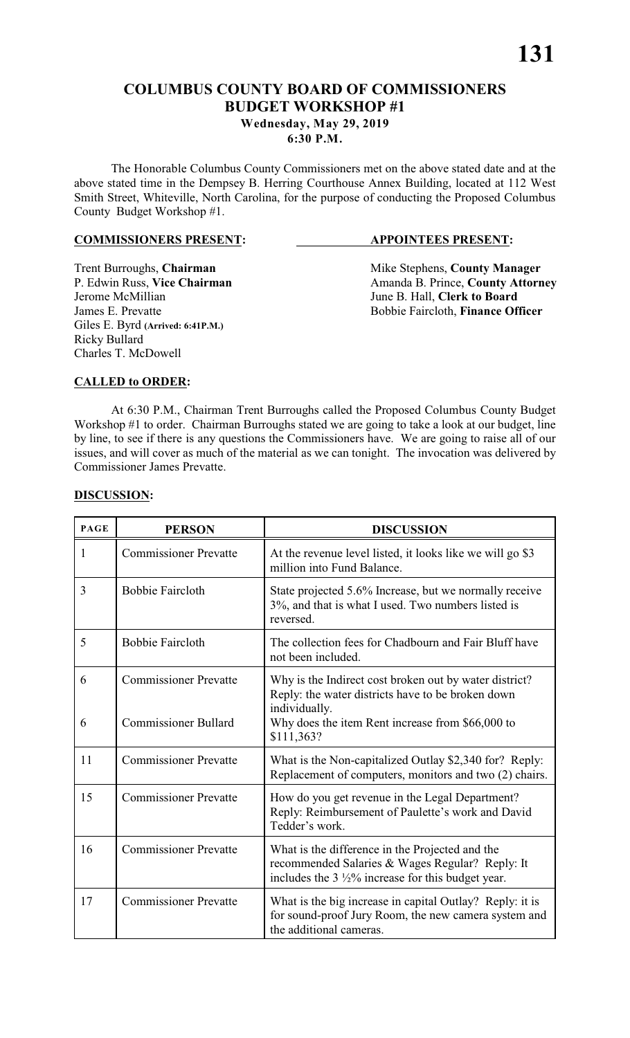# COLUMBUS COUNTY BOARD OF COMMISSIONERS
## BUDGET WORKSHOP #1
### Wednesday, May 29, 2019
### 6:30 P.M.

The Honorable Columbus County Commissioners met on the above stated date and at the above stated time in the Dempsey B. Herring Courthouse Annex Building, located at 112 West Smith Street, Whiteville, North Carolina, for the purpose of conducting the Proposed Columbus County Budget Workshop #1.

**COMMISSIONERS PRESENT:**

Trent Burroughs, **Chairman**
P. Edwin Russ, **Vice Chairman**
Jerome McMillian
James E. Prevatte
Giles E. Byrd **(Arrived: 6:41P.M.)**
Ricky Bullard
Charles T. McDowell

**APPOINTEES PRESENT:**

Mike Stephens, **County Manager**
Amanda B. Prince, **County Attorney**
June B. Hall, **Clerk to Board**
Bobbie Faircloth, **Finance Officer**

**CALLED to ORDER:**

At 6:30 P.M., Chairman Trent Burroughs called the Proposed Columbus County Budget Workshop #1 to order. Chairman Burroughs stated we are going to take a look at our budget, line by line, to see if there is any questions the Commissioners have. We are going to raise all of our issues, and will cover as much of the material as we can tonight. The invocation was delivered by Commissioner James Prevatte.

**DISCUSSION:**

| PAGE | PERSON | DISCUSSION |
|---|---|---|
| 1 | Commissioner Prevatte | At the revenue level listed, it looks like we will go $3 million into Fund Balance. |
| 3 | Bobbie Faircloth | State projected 5.6% Increase, but we normally receive 3%, and that is what I used. Two numbers listed is reversed. |
| 5 | Bobbie Faircloth | The collection fees for Chadbourn and Fair Bluff have not been included. |
| 6 | Commissioner Prevatte | Why is the Indirect cost broken out by water district? Reply: the water districts have to be broken down individually. |
| 6 | Commissioner Bullard | Why does the item Rent increase from $66,000 to $111,363? |
| 11 | Commissioner Prevatte | What is the Non-capitalized Outlay $2,340 for? Reply: Replacement of computers, monitors and two (2) chairs. |
| 15 | Commissioner Prevatte | How do you get revenue in the Legal Department? Reply: Reimbursement of Paulette's work and David Tedder's work. |
| 16 | Commissioner Prevatte | What is the difference in the Projected and the recommended Salaries & Wages Regular? Reply: It includes the 3 ½% increase for this budget year. |
| 17 | Commissioner Prevatte | What is the big increase in capital Outlay? Reply: it is for sound-proof Jury Room, the new camera system and the additional cameras. |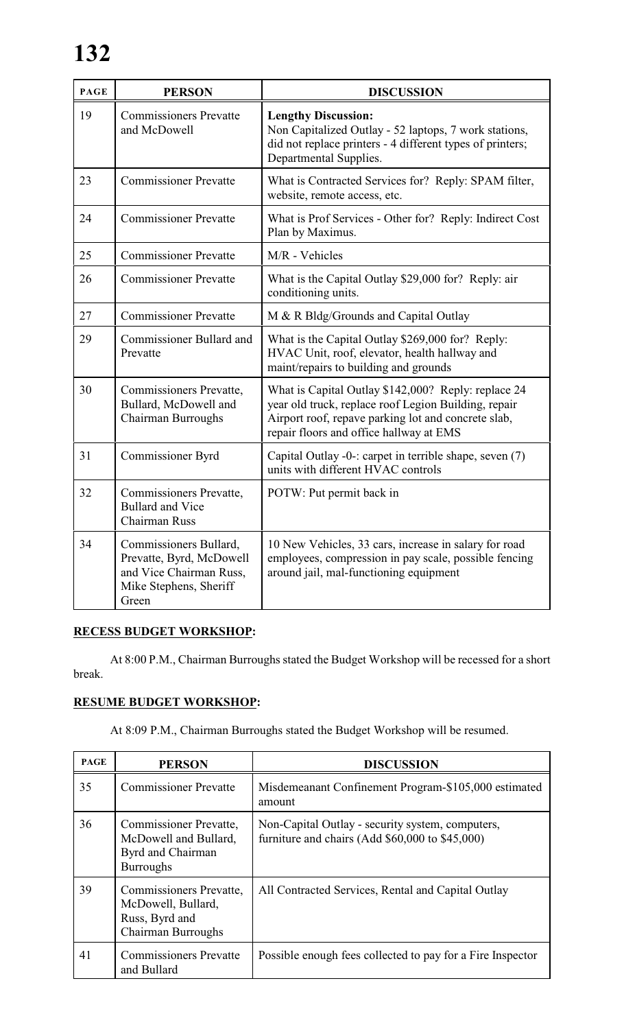| PAGE | PERSON | DISCUSSION |
|---|---|---|
| 19 | Commissioners Prevatte and McDowell | **Lengthy Discussion:** Non Capitalized Outlay - 52 laptops, 7 work stations, did not replace printers - 4 different types of printers; Departmental Supplies. |
| 23 | Commissioner Prevatte | What is Contracted Services for? Reply: SPAM filter, website, remote access, etc. |
| 24 | Commissioner Prevatte | What is Prof Services - Other for? Reply: Indirect Cost Plan by Maximus. |
| 25 | Commissioner Prevatte | M/R - Vehicles |
| 26 | Commissioner Prevatte | What is the Capital Outlay $29,000 for? Reply: air conditioning units. |
| 27 | Commissioner Prevatte | M & R Bldg/Grounds and Capital Outlay |
| 29 | Commissioner Bullard and Prevatte | What is the Capital Outlay $269,000 for? Reply: HVAC Unit, roof, elevator, health hallway and maint/repairs to building and grounds |
| 30 | Commissioners Prevatte, Bullard, McDowell and Chairman Burroughs | What is Capital Outlay $142,000? Reply: replace 24 year old truck, replace roof Legion Building, repair Airport roof, repave parking lot and concrete slab, repair floors and office hallway at EMS |
| 31 | Commissioner Byrd | Capital Outlay -0-: carpet in terrible shape, seven (7) units with different HVAC controls |
| 32 | Commissioners Prevatte, Bullard and Vice Chairman Russ | POTW: Put permit back in |
| 34 | Commissioners Bullard, Prevatte, Byrd, McDowell and Vice Chairman Russ, Mike Stephens, Sheriff Green | 10 New Vehicles, 33 cars, increase in salary for road employees, compression in pay scale, possible fencing around jail, mal-functioning equipment |

**RECESS BUDGET WORKSHOP:**

At 8:00 P.M., Chairman Burroughs stated the Budget Workshop will be recessed for a short break.

**RESUME BUDGET WORKSHOP:**

At 8:09 P.M., Chairman Burroughs stated the Budget Workshop will be resumed.

| PAGE | PERSON | DISCUSSION |
|---|---|---|
| 35 | Commissioner Prevatte | Misdemeanant Confinement Program-$105,000 estimated amount |
| 36 | Commissioner Prevatte, McDowell and Bullard, Byrd and Chairman Burroughs | Non-Capital Outlay - security system, computers, furniture and chairs (Add $60,000 to $45,000) |
| 39 | Commissioners Prevatte, McDowell, Bullard, Russ, Byrd and Chairman Burroughs | All Contracted Services, Rental and Capital Outlay |
| 41 | Commissioners Prevatte and Bullard | Possible enough fees collected to pay for a Fire Inspector |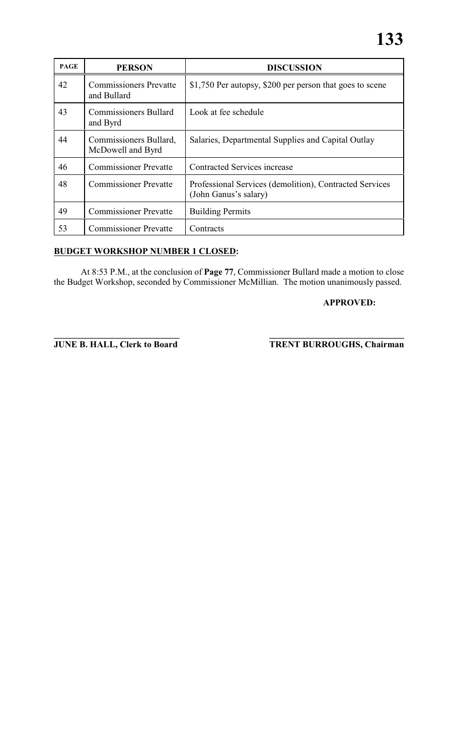| PAGE | PERSON | DISCUSSION |
|---|---|---|
| 42 | Commissioners Prevatte and Bullard | $1,750 Per autopsy, $200 per person that goes to scene |
| 43 | Commissioners Bullard and Byrd | Look at fee schedule |
| 44 | Commissioners Bullard, McDowell and Byrd | Salaries, Departmental Supplies and Capital Outlay |
| 46 | Commissioner Prevatte | Contracted Services increase |
| 48 | Commissioner Prevatte | Professional Services (demolition), Contracted Services (John Ganus's salary) |
| 49 | Commissioner Prevatte | Building Permits |
| 53 | Commissioner Prevatte | Contracts |

**BUDGET WORKSHOP NUMBER 1 CLOSED:**

At 8:53 P.M., at the conclusion of **Page 77**, Commissioner Bullard made a motion to close the Budget Workshop, seconded by Commissioner McMillian. The motion unanimously passed.

**APPROVED:**

______________________________ ______________________________

**JUNE B. HALL, Clerk to Board** **TRENT BURROUGHS, Chairman**